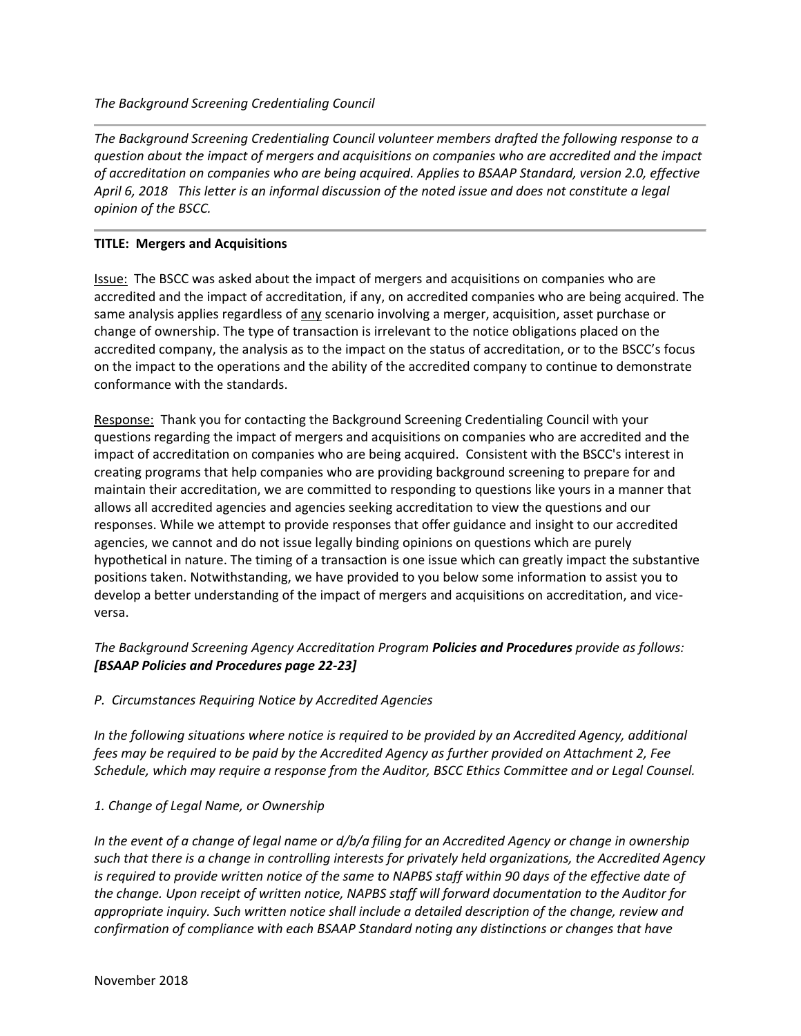*The Background Screening Credentialing Council*

---

*The Background Screening Credentialing Council volunteer members drafted the following response to a question about the impact of mergers and acquisitions on companies who are accredited and the impact of accreditation on companies who are being acquired. Applies to BSAAP Standard, version 2.0, effective April 6, 2018 This letter is an informal discussion of the noted issue and does not constitute a legal opinion of the BSCC.*

---

**TITLE: Mergers and Acquisitions**

Issue: The BSCC was asked about the impact of mergers and acquisitions on companies who are accredited and the impact of accreditation, if any, on accredited companies who are being acquired. The same analysis applies regardless of any scenario involving a merger, acquisition, asset purchase or change of ownership. The type of transaction is irrelevant to the notice obligations placed on the accredited company, the analysis as to the impact on the status of accreditation, or to the BSCC's focus on the impact to the operations and the ability of the accredited company to continue to demonstrate conformance with the standards.

Response: Thank you for contacting the Background Screening Credentialing Council with your questions regarding the impact of mergers and acquisitions on companies who are accredited and the impact of accreditation on companies who are being acquired. Consistent with the BSCC's interest in creating programs that help companies who are providing background screening to prepare for and maintain their accreditation, we are committed to responding to questions like yours in a manner that allows all accredited agencies and agencies seeking accreditation to view the questions and our responses. While we attempt to provide responses that offer guidance and insight to our accredited agencies, we cannot and do not issue legally binding opinions on questions which are purely hypothetical in nature. The timing of a transaction is one issue which can greatly impact the substantive positions taken. Notwithstanding, we have provided to you below some information to assist you to develop a better understanding of the impact of mergers and acquisitions on accreditation, and vice-versa.

*The Background Screening Agency Accreditation Program **Policies and Procedures** provide as follows:* ***[BSAAP Policies and Procedures page 22-23]***

*P. Circumstances Requiring Notice by Accredited Agencies*

*In the following situations where notice is required to be provided by an Accredited Agency, additional fees may be required to be paid by the Accredited Agency as further provided on Attachment 2, Fee Schedule, which may require a response from the Auditor, BSCC Ethics Committee and or Legal Counsel.*

*1. Change of Legal Name, or Ownership*

*In the event of a change of legal name or d/b/a filing for an Accredited Agency or change in ownership such that there is a change in controlling interests for privately held organizations, the Accredited Agency is required to provide written notice of the same to NAPBS staff within 90 days of the effective date of the change. Upon receipt of written notice, NAPBS staff will forward documentation to the Auditor for appropriate inquiry. Such written notice shall include a detailed description of the change, review and confirmation of compliance with each BSAAP Standard noting any distinctions or changes that have*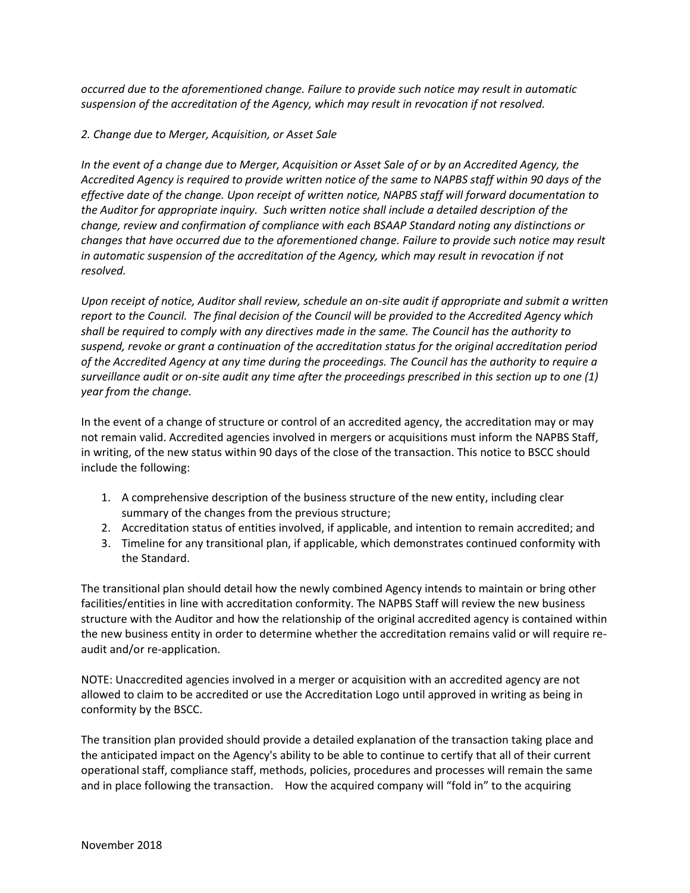*occurred due to the aforementioned change. Failure to provide such notice may result in automatic suspension of the accreditation of the Agency, which may result in revocation if not resolved.*

*2. Change due to Merger, Acquisition, or Asset Sale*

*In the event of a change due to Merger, Acquisition or Asset Sale of or by an Accredited Agency, the Accredited Agency is required to provide written notice of the same to NAPBS staff within 90 days of the effective date of the change. Upon receipt of written notice, NAPBS staff will forward documentation to the Auditor for appropriate inquiry. Such written notice shall include a detailed description of the change, review and confirmation of compliance with each BSAAP Standard noting any distinctions or changes that have occurred due to the aforementioned change. Failure to provide such notice may result in automatic suspension of the accreditation of the Agency, which may result in revocation if not resolved.*

*Upon receipt of notice, Auditor shall review, schedule an on-site audit if appropriate and submit a written report to the Council. The final decision of the Council will be provided to the Accredited Agency which shall be required to comply with any directives made in the same. The Council has the authority to suspend, revoke or grant a continuation of the accreditation status for the original accreditation period of the Accredited Agency at any time during the proceedings. The Council has the authority to require a surveillance audit or on-site audit any time after the proceedings prescribed in this section up to one (1) year from the change.*

In the event of a change of structure or control of an accredited agency, the accreditation may or may not remain valid. Accredited agencies involved in mergers or acquisitions must inform the NAPBS Staff, in writing, of the new status within 90 days of the close of the transaction. This notice to BSCC should include the following:

1. A comprehensive description of the business structure of the new entity, including clear summary of the changes from the previous structure;
2. Accreditation status of entities involved, if applicable, and intention to remain accredited; and
3. Timeline for any transitional plan, if applicable, which demonstrates continued conformity with the Standard.

The transitional plan should detail how the newly combined Agency intends to maintain or bring other facilities/entities in line with accreditation conformity. The NAPBS Staff will review the new business structure with the Auditor and how the relationship of the original accredited agency is contained within the new business entity in order to determine whether the accreditation remains valid or will require re-audit and/or re-application.

NOTE: Unaccredited agencies involved in a merger or acquisition with an accredited agency are not allowed to claim to be accredited or use the Accreditation Logo until approved in writing as being in conformity by the BSCC.

The transition plan provided should provide a detailed explanation of the transaction taking place and the anticipated impact on the Agency's ability to be able to continue to certify that all of their current operational staff, compliance staff, methods, policies, procedures and processes will remain the same and in place following the transaction. How the acquired company will "fold in" to the acquiring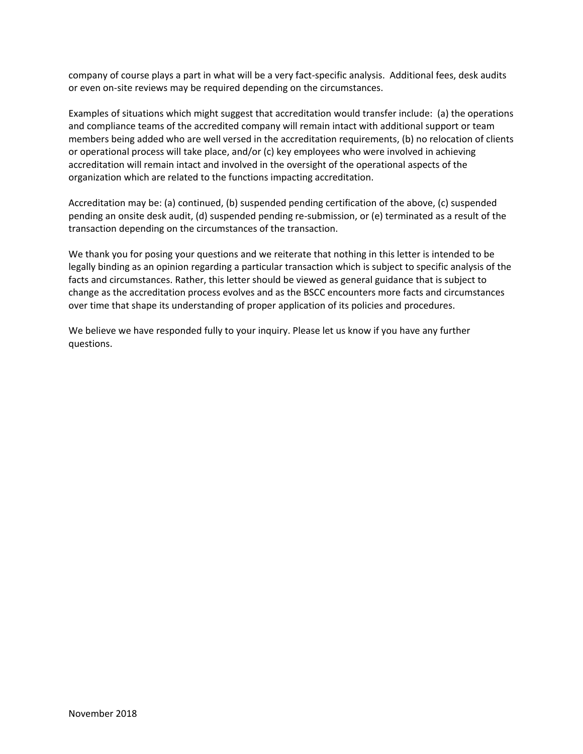company of course plays a part in what will be a very fact-specific analysis. Additional fees, desk audits or even on-site reviews may be required depending on the circumstances.

Examples of situations which might suggest that accreditation would transfer include: (a) the operations and compliance teams of the accredited company will remain intact with additional support or team members being added who are well versed in the accreditation requirements, (b) no relocation of clients or operational process will take place, and/or (c) key employees who were involved in achieving accreditation will remain intact and involved in the oversight of the operational aspects of the organization which are related to the functions impacting accreditation.

Accreditation may be: (a) continued, (b) suspended pending certification of the above, (c) suspended pending an onsite desk audit, (d) suspended pending re-submission, or (e) terminated as a result of the transaction depending on the circumstances of the transaction.

We thank you for posing your questions and we reiterate that nothing in this letter is intended to be legally binding as an opinion regarding a particular transaction which is subject to specific analysis of the facts and circumstances. Rather, this letter should be viewed as general guidance that is subject to change as the accreditation process evolves and as the BSCC encounters more facts and circumstances over time that shape its understanding of proper application of its policies and procedures.

We believe we have responded fully to your inquiry. Please let us know if you have any further questions.

November 2018